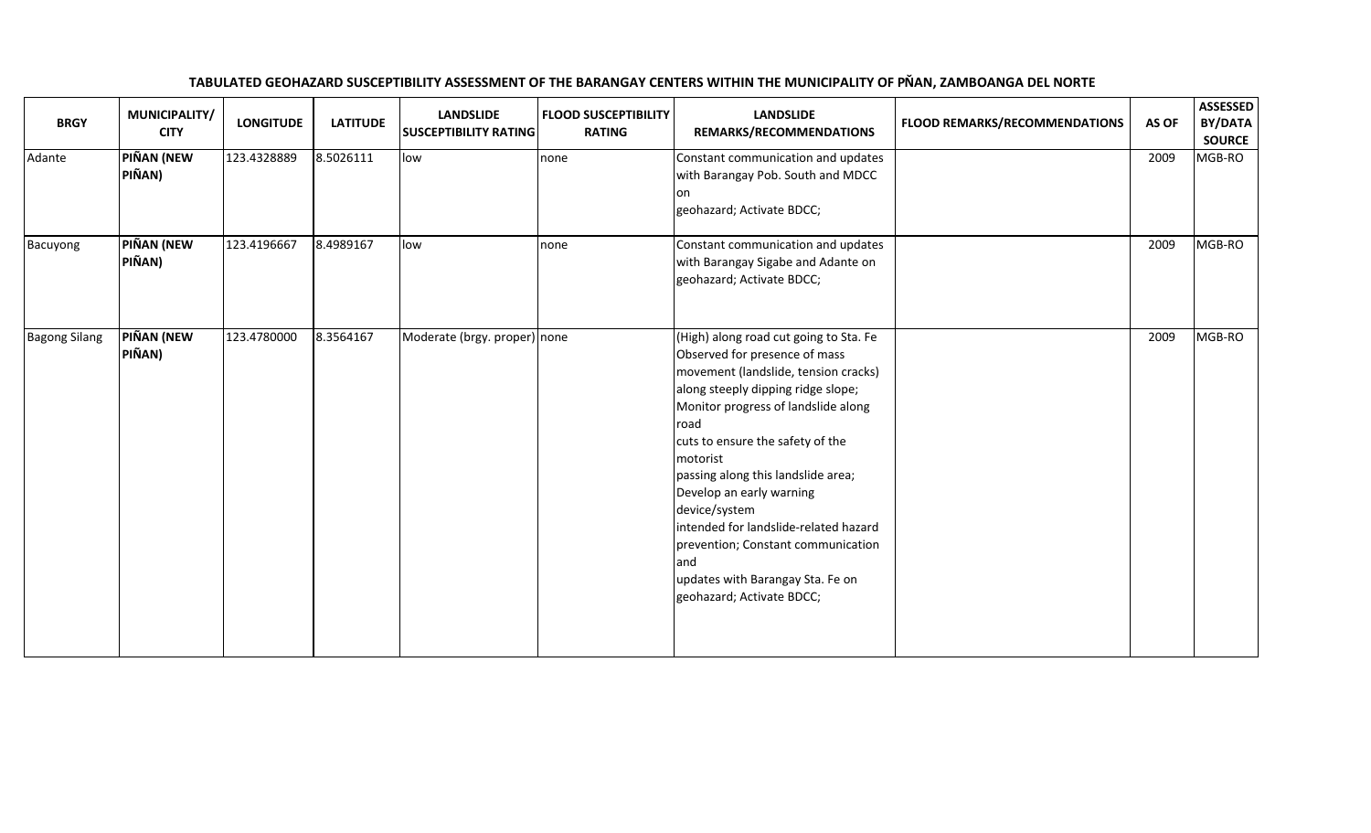**TABULATED GEOHAZARD SUSCEPTIBILITY ASSESSMENT OF THE BARANGAY CENTERS WITHIN THE MUNICIPALITY OF PÑAN, ZAMBOANGA DEL NORTE**

| BRGY | MUNICIPALITY/ CITY | LONGITUDE | LATITUDE | LANDSLIDE SUSCEPTIBILITY RATING | FLOOD SUSCEPTIBILITY RATING | LANDSLIDE REMARKS/RECOMMENDATIONS | FLOOD REMARKS/RECOMMENDATIONS | AS OF | ASSESSED BY/DATA SOURCE |
|---|---|---|---|---|---|---|---|---|---|
| Adante | **PIÑAN (NEW PIÑAN)** | 123.4328889 | 8.5026111 | low | none | Constant communication and updates with Barangay Pob. South and MDCC on geohazard; Activate BDCC; | | 2009 | MGB-RO |
| Bacuyong | **PIÑAN (NEW PIÑAN)** | 123.4196667 | 8.4989167 | low | none | Constant communication and updates with Barangay Sigabe and Adante on geohazard; Activate BDCC; | | 2009 | MGB-RO |
| Bagong Silang | **PIÑAN (NEW PIÑAN)** | 123.4780000 | 8.3564167 | Moderate (brgy. proper) | none | (High) along road cut going to Sta. Fe Observed for presence of mass movement (landslide, tension cracks) along steeply dipping ridge slope; Monitor progress of landslide along road cuts to ensure the safety of the motorist passing along this landslide area; Develop an early warning device/system intended for landslide-related hazard prevention; Constant communication and updates with Barangay Sta. Fe on geohazard; Activate BDCC; | | 2009 | MGB-RO |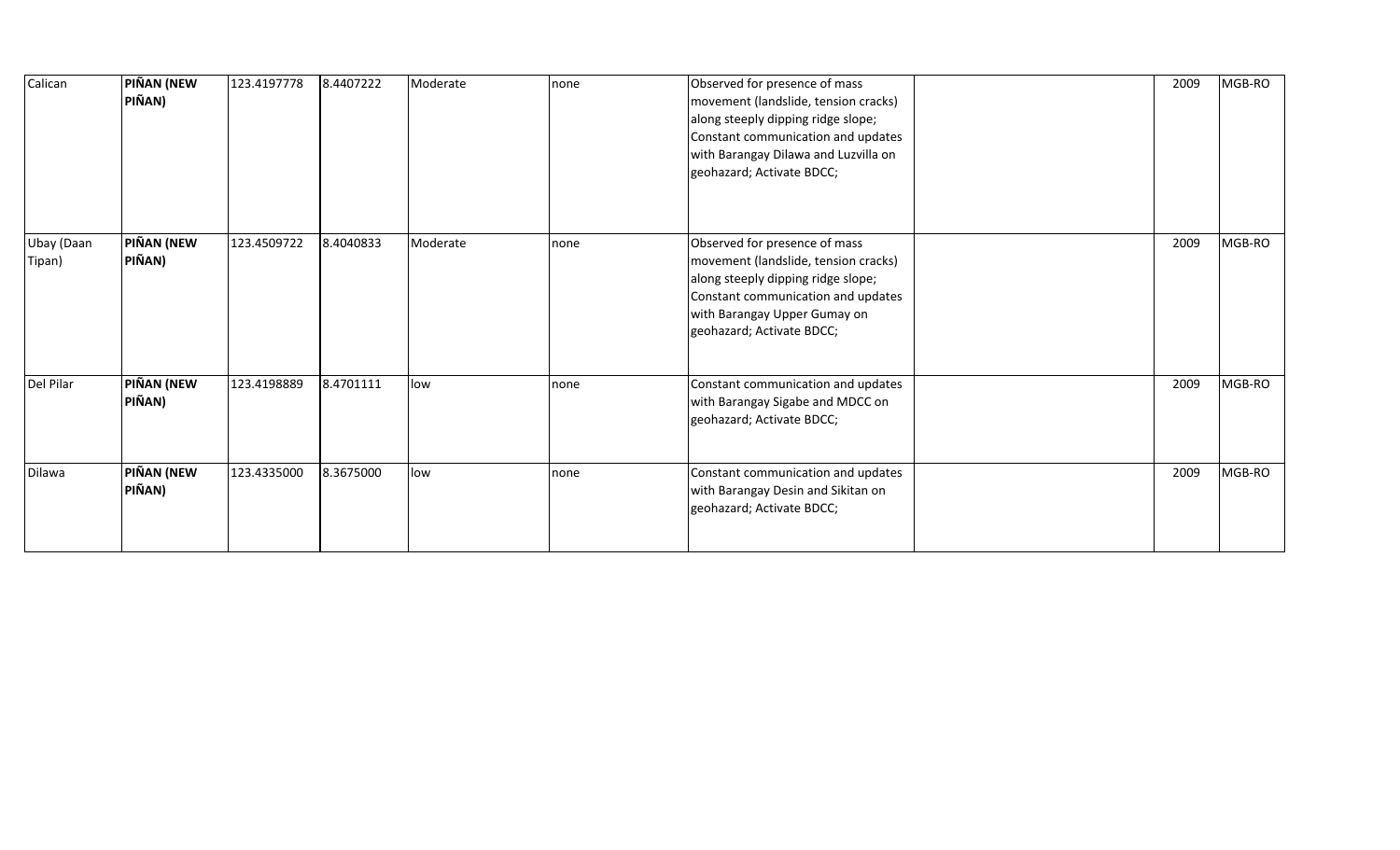| Calican | **PIÑAN (NEW PIÑAN)** | 123.4197778 | 8.4407222 | Moderate | none | Observed for presence of mass movement (landslide, tension cracks) along steeply dipping ridge slope; Constant communication and updates with Barangay Dilawa and Luzvilla on geohazard; Activate BDCC; | | 2009 | MGB-RO |
|---|---|---|---|---|---|---|---|---|---|
| Ubay (Daan Tipan) | **PIÑAN (NEW PIÑAN)** | 123.4509722 | 8.4040833 | Moderate | none | Observed for presence of mass movement (landslide, tension cracks) along steeply dipping ridge slope; Constant communication and updates with Barangay Upper Gumay on geohazard; Activate BDCC; | | 2009 | MGB-RO |
| Del Pilar | **PIÑAN (NEW PIÑAN)** | 123.4198889 | 8.4701111 | low | none | Constant communication and updates with Barangay Sigabe and MDCC on geohazard; Activate BDCC; | | 2009 | MGB-RO |
| Dilawa | **PIÑAN (NEW PIÑAN)** | 123.4335000 | 8.3675000 | low | none | Constant communication and updates with Barangay Desin and Sikitan on geohazard; Activate BDCC; | | 2009 | MGB-RO |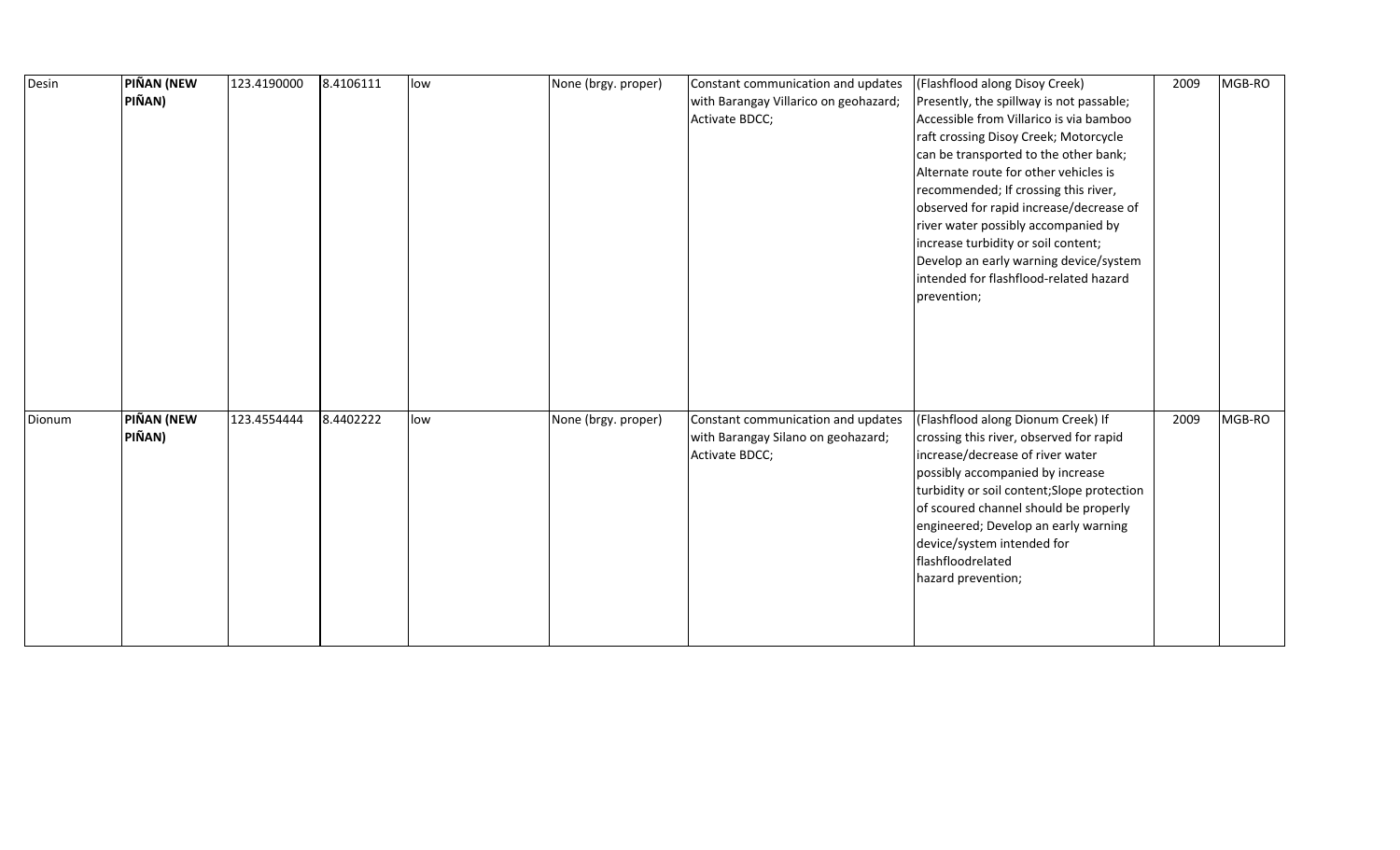| | | | | | | | | | |
|---|---|---|---|---|---|---|---|---|---|
| Desin | **PIÑAN (NEW PIÑAN)** | 123.4190000 | 8.4106111 | low | None (brgy. proper) | Constant communication and updates with Barangay Villarico on geohazard; Activate BDCC; | (Flashflood along Disoy Creek) Presently, the spillway is not passable; Accessible from Villarico is via bamboo raft crossing Disoy Creek; Motorcycle can be transported to the other bank; Alternate route for other vehicles is recommended; If crossing this river, observed for rapid increase/decrease of river water possibly accompanied by increase turbidity or soil content; Develop an early warning device/system intended for flashflood-related hazard prevention; | 2009 | MGB-RO |
| Dionum | **PIÑAN (NEW PIÑAN)** | 123.4554444 | 8.4402222 | low | None (brgy. proper) | Constant communication and updates with Barangay Silano on geohazard; Activate BDCC; | (Flashflood along Dionum Creek) If crossing this river, observed for rapid increase/decrease of river water possibly accompanied by increase turbidity or soil content;Slope protection of scoured channel should be properly engineered; Develop an early warning device/system intended for flashfloodrelated hazard prevention; | 2009 | MGB-RO |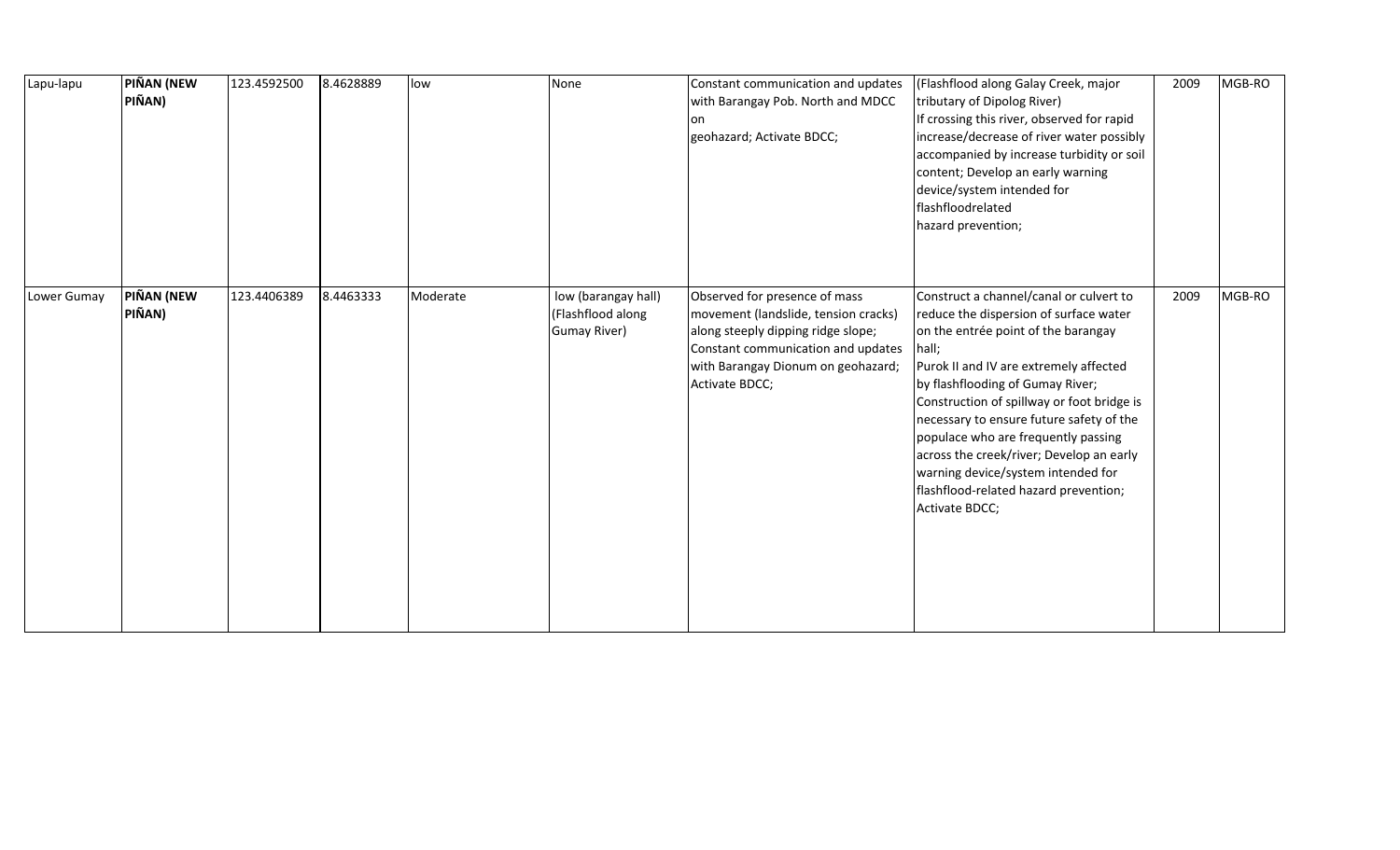| | | | | | | | | | |
|---|---|---|---|---|---|---|---|---|---|
| Lapu-lapu | **PIÑAN (NEW PIÑAN)** | 123.4592500 | 8.4628889 | low | None | Constant communication and updates with Barangay Pob. North and MDCC on geohazard; Activate BDCC; | (Flashflood along Galay Creek, major tributary of Dipolog River) If crossing this river, observed for rapid increase/decrease of river water possibly accompanied by increase turbidity or soil content; Develop an early warning device/system intended for flashfloodrelated hazard prevention; | 2009 | MGB-RO |
| Lower Gumay | **PIÑAN (NEW PIÑAN)** | 123.4406389 | 8.4463333 | Moderate | low (barangay hall) (Flashflood along Gumay River) | Observed for presence of mass movement (landslide, tension cracks) along steeply dipping ridge slope; Constant communication and updates with Barangay Dionum on geohazard; Activate BDCC; | Construct a channel/canal or culvert to reduce the dispersion of surface water on the entrée point of the barangay hall; Purok II and IV are extremely affected by flashflooding of Gumay River; Construction of spillway or foot bridge is necessary to ensure future safety of the populace who are frequently passing across the creek/river; Develop an early warning device/system intended for flashflood-related hazard prevention; Activate BDCC; | 2009 | MGB-RO |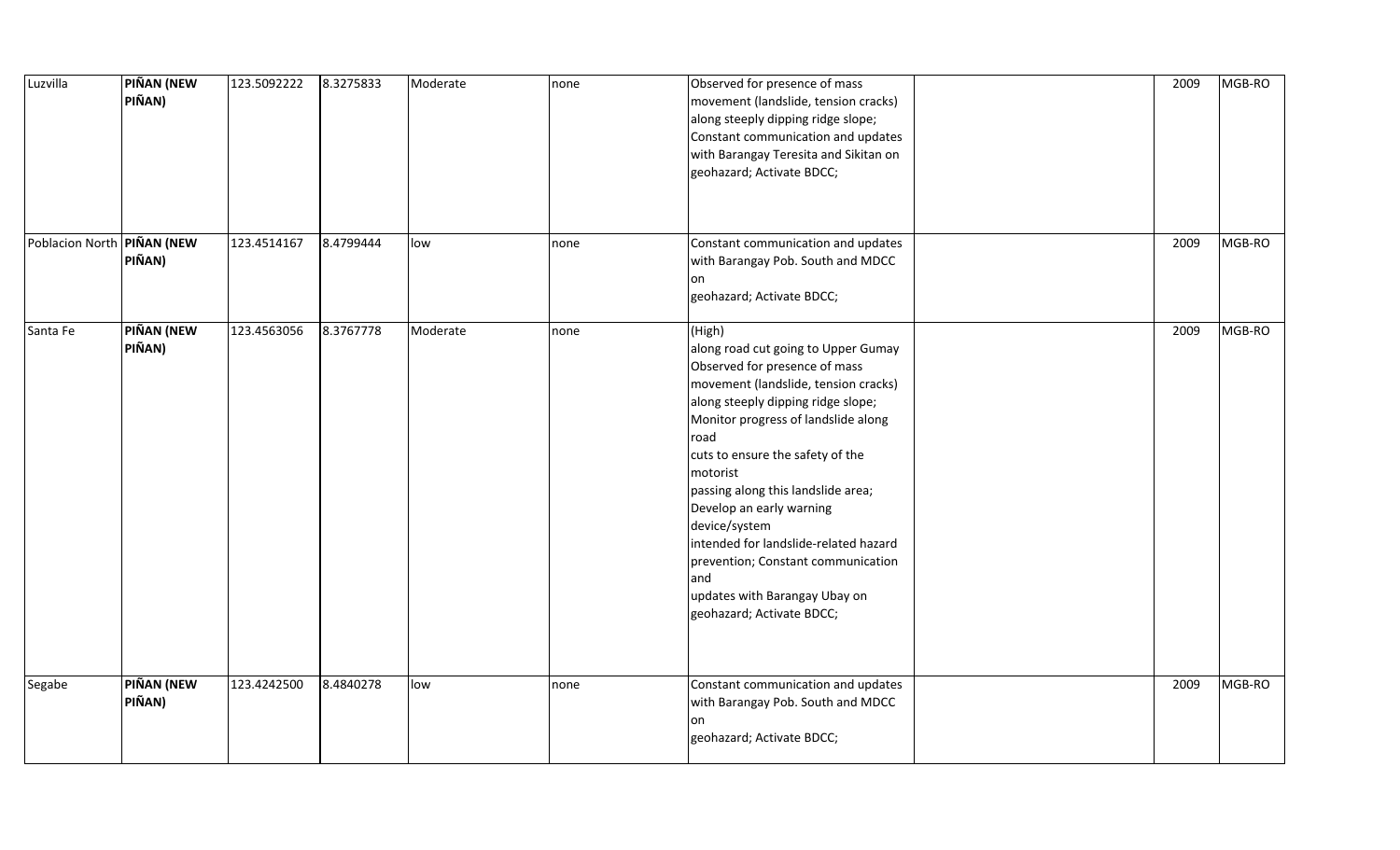| Luzvilla | **PIÑAN (NEW PIÑAN)** | 123.5092222 | 8.3275833 | Moderate | none | Observed for presence of mass movement (landslide, tension cracks) along steeply dipping ridge slope; Constant communication and updates with Barangay Teresita and Sikitan on geohazard; Activate BDCC; | | 2009 | MGB-RO |
|---|---|---|---|---|---|---|---|---|---|
| Poblacion North | **PIÑAN (NEW PIÑAN)** | 123.4514167 | 8.4799444 | low | none | Constant communication and updates with Barangay Pob. South and MDCC on geohazard; Activate BDCC; | | 2009 | MGB-RO |
| Santa Fe | **PIÑAN (NEW PIÑAN)** | 123.4563056 | 8.3767778 | Moderate | none | (High) along road cut going to Upper Gumay Observed for presence of mass movement (landslide, tension cracks) along steeply dipping ridge slope; Monitor progress of landslide along road cuts to ensure the safety of the motorist passing along this landslide area; Develop an early warning device/system intended for landslide-related hazard prevention; Constant communication and updates with Barangay Ubay on geohazard; Activate BDCC; | | 2009 | MGB-RO |
| Segabe | **PIÑAN (NEW PIÑAN)** | 123.4242500 | 8.4840278 | low | none | Constant communication and updates with Barangay Pob. South and MDCC on geohazard; Activate BDCC; | | 2009 | MGB-RO |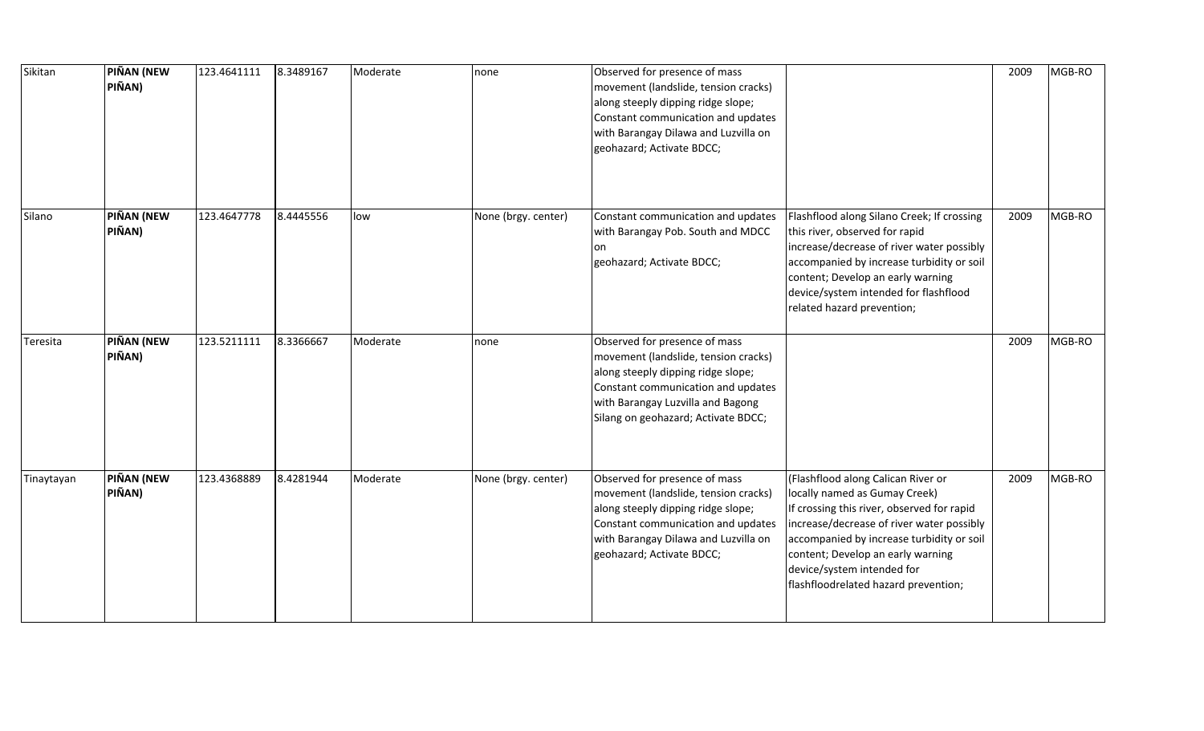| Sikitan | **PIÑAN (NEW PIÑAN)** | 123.4641111 | 8.3489167 | Moderate | none | Observed for presence of mass movement (landslide, tension cracks) along steeply dipping ridge slope; Constant communication and updates with Barangay Dilawa and Luzvilla on geohazard; Activate BDCC; | | 2009 | MGB-RO |
|---|---|---|---|---|---|---|---|---|---|
| Silano | **PIÑAN (NEW PIÑAN)** | 123.4647778 | 8.4445556 | low | None (brgy. center) | Constant communication and updates with Barangay Pob. South and MDCC on geohazard; Activate BDCC; | Flashflood along Silano Creek; If crossing this river, observed for rapid increase/decrease of river water possibly accompanied by increase turbidity or soil content; Develop an early warning device/system intended for flashflood related hazard prevention; | 2009 | MGB-RO |
| Teresita | **PIÑAN (NEW PIÑAN)** | 123.5211111 | 8.3366667 | Moderate | none | Observed for presence of mass movement (landslide, tension cracks) along steeply dipping ridge slope; Constant communication and updates with Barangay Luzvilla and Bagong Silang on geohazard; Activate BDCC; | | 2009 | MGB-RO |
| Tinaytayan | **PIÑAN (NEW PIÑAN)** | 123.4368889 | 8.4281944 | Moderate | None (brgy. center) | Observed for presence of mass movement (landslide, tension cracks) along steeply dipping ridge slope; Constant communication and updates with Barangay Dilawa and Luzvilla on geohazard; Activate BDCC; | (Flashflood along Calican River or locally named as Gumay Creek) If crossing this river, observed for rapid increase/decrease of river water possibly accompanied by increase turbidity or soil content; Develop an early warning device/system intended for flashfloodrelated hazard prevention; | 2009 | MGB-RO |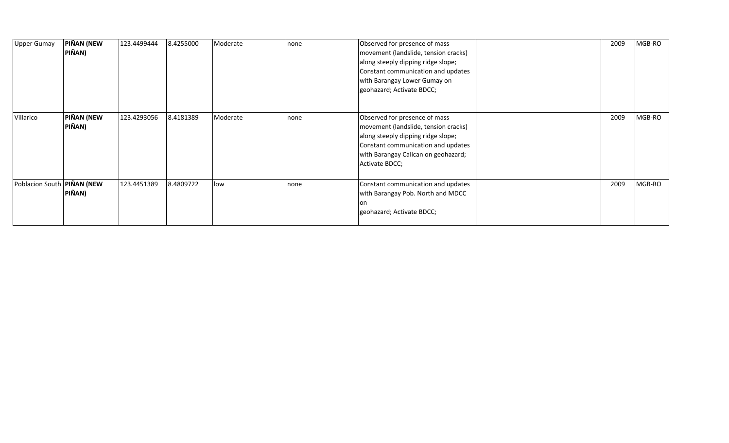| | | | | | | | | | |
|---|---|---|---|---|---|---|---|---|---|
| Upper Gumay | **PIÑAN (NEW PIÑAN)** | 123.4499444 | 8.4255000 | Moderate | none | Observed for presence of mass movement (landslide, tension cracks) along steeply dipping ridge slope; Constant communication and updates with Barangay Lower Gumay on geohazard; Activate BDCC; | | 2009 | MGB-RO |
| Villarico | **PIÑAN (NEW PIÑAN)** | 123.4293056 | 8.4181389 | Moderate | none | Observed for presence of mass movement (landslide, tension cracks) along steeply dipping ridge slope; Constant communication and updates with Barangay Calican on geohazard; Activate BDCC; | | 2009 | MGB-RO |
| Poblacion South | **PIÑAN (NEW PIÑAN)** | 123.4451389 | 8.4809722 | low | none | Constant communication and updates with Barangay Pob. North and MDCC on geohazard; Activate BDCC; | | 2009 | MGB-RO |